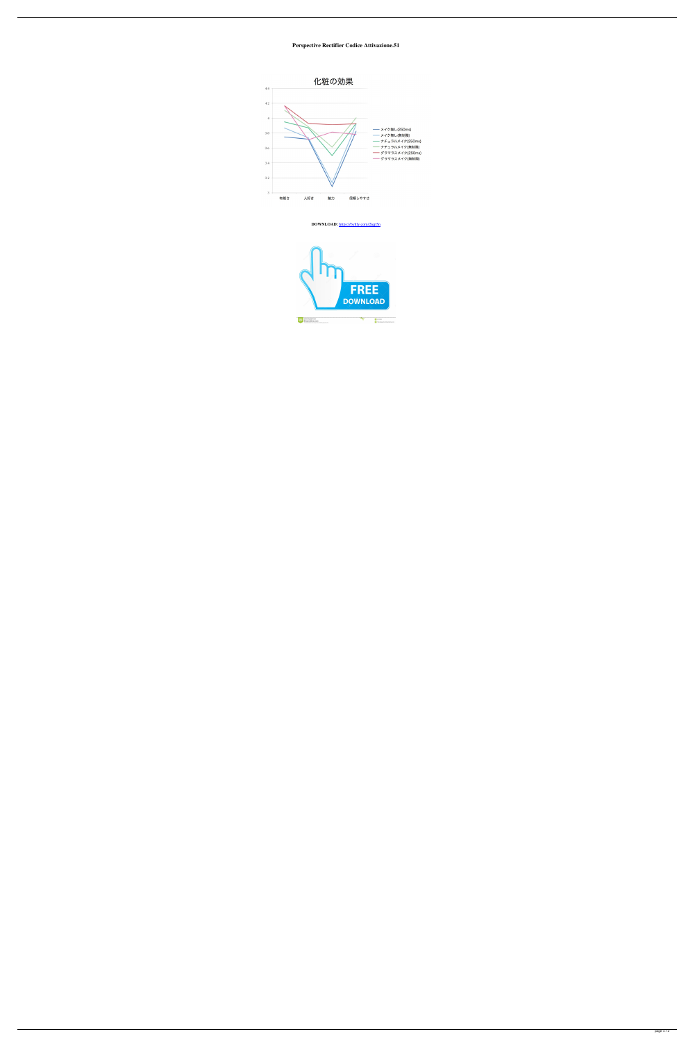**Perspective Rectifier Codice Attivazione.51**

化粧の効果

**DOWNLOAD:** https://byltly.com/2iqz5s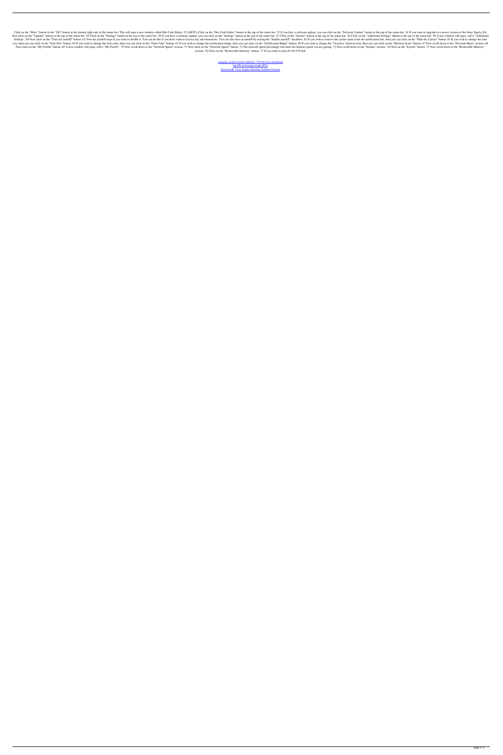Click on the "More" button or the "GO" button at the bottom right side of the status bar. This will open a new window called Hot Code Editor. 52 ((HOT)) Click on the "Hot Code Editor" button at the top of the status bar. 53 If you have a software update, you can click on the "Software Update" button at the top of the status bar. 54 If you want to upgrade to a newer version of the Sony Xperia XA, then click on the "Updates" button at the top of the status bar. 55 Click on the "Settings" button at the top of the status bar. 56 If you have a software update, you can click on the "Settings" button at the top of the status bar. 57 Click on the "System" button at the top of the status bar. 58 Click on the "Additional Settings" button at the top of the status bar. 59 A new window will open, call it "Additional Settings". 60 Now click on the "Turn off autofill" button. 61 Now the autofill stops if you want to disable it. You can do this if you don't want to receive any advertisements. You can also turn on autofill by ticking the "Enable autofill" checkbox. 62 If you wish to remove the carrier name from the notification bar, then you can click on the "Hide the Carrier" button. 63 If you wish to change the font size, then you can click on the "Font Size" button. 64 If you wish to change the font color, then you can click on the "Font Color" button. 65 If you wish to change the notification badge, then you can click on the "Notification Badge" button. 66 If you wish to change the "favorites" shortcut icon, then you can click on the "Shortcut Icons" button. 67 Now scroll down to the "Personal Menu" section. 68 Now click on the "My Profile" button. 69 A new window will open, call it "My Profile". 70 Now scroll down to the "Network Speed" section. 71 Now click on the "Network Speed" button. 72 The network speed percentage will show the Internet speed you are getting. 73 Now scroll down to the "System" section. 74 Click on the "System" button. 75 Now scroll down to the "Removable Memory" section. 76 Click on the "Removable Memory" button. 77 If you wish to turn off 82157476af

[compaq visual fortran windows 7 64 bit free download](#)
[fpsVR Activation Code [PC]](#)
[Factorytalk View Studio Machine Edition Torrent](#)